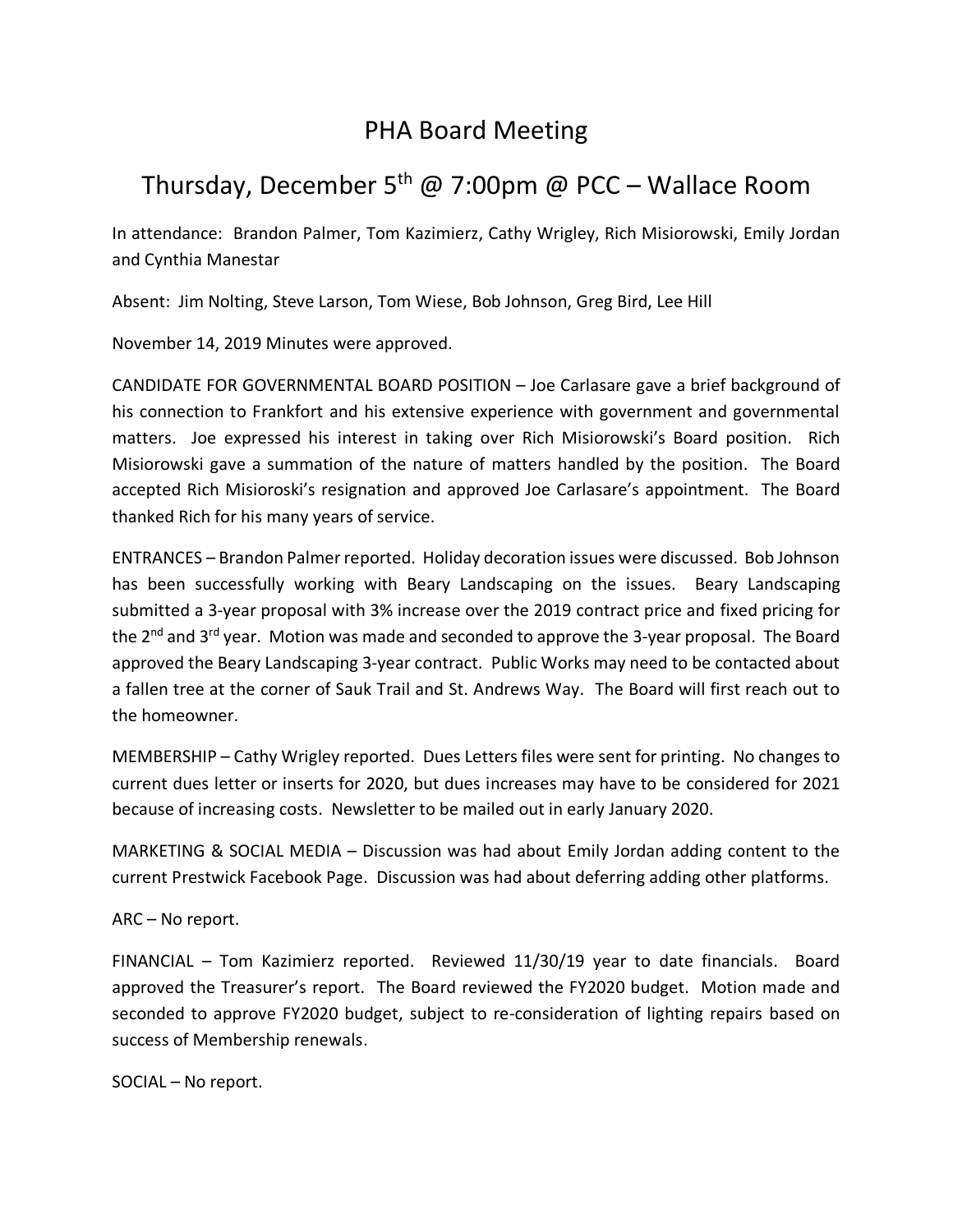# PHA Board Meeting

## Thursday, December 5th @ 7:00pm @ PCC – Wallace Room

In attendance: Brandon Palmer, Tom Kazimierz, Cathy Wrigley, Rich Misiorowski, Emily Jordan and Cynthia Manestar

Absent: Jim Nolting, Steve Larson, Tom Wiese, Bob Johnson, Greg Bird, Lee Hill

November 14, 2019 Minutes were approved.

CANDIDATE FOR GOVERNMENTAL BOARD POSITION – Joe Carlasare gave a brief background of his connection to Frankfort and his extensive experience with government and governmental matters. Joe expressed his interest in taking over Rich Misiorowski's Board position. Rich Misiorowski gave a summation of the nature of matters handled by the position. The Board accepted Rich Misioroski's resignation and approved Joe Carlasare's appointment. The Board thanked Rich for his many years of service.

ENTRANCES – Brandon Palmer reported. Holiday decoration issues were discussed. Bob Johnson has been successfully working with Beary Landscaping on the issues. Beary Landscaping submitted a 3-year proposal with 3% increase over the 2019 contract price and fixed pricing for the 2nd and 3rd year. Motion was made and seconded to approve the 3-year proposal. The Board approved the Beary Landscaping 3-year contract. Public Works may need to be contacted about a fallen tree at the corner of Sauk Trail and St. Andrews Way. The Board will first reach out to the homeowner.

MEMBERSHIP – Cathy Wrigley reported. Dues Letters files were sent for printing. No changes to current dues letter or inserts for 2020, but dues increases may have to be considered for 2021 because of increasing costs. Newsletter to be mailed out in early January 2020.

MARKETING & SOCIAL MEDIA – Discussion was had about Emily Jordan adding content to the current Prestwick Facebook Page. Discussion was had about deferring adding other platforms.

ARC – No report.

FINANCIAL – Tom Kazimierz reported. Reviewed 11/30/19 year to date financials. Board approved the Treasurer's report. The Board reviewed the FY2020 budget. Motion made and seconded to approve FY2020 budget, subject to re-consideration of lighting repairs based on success of Membership renewals.

SOCIAL – No report.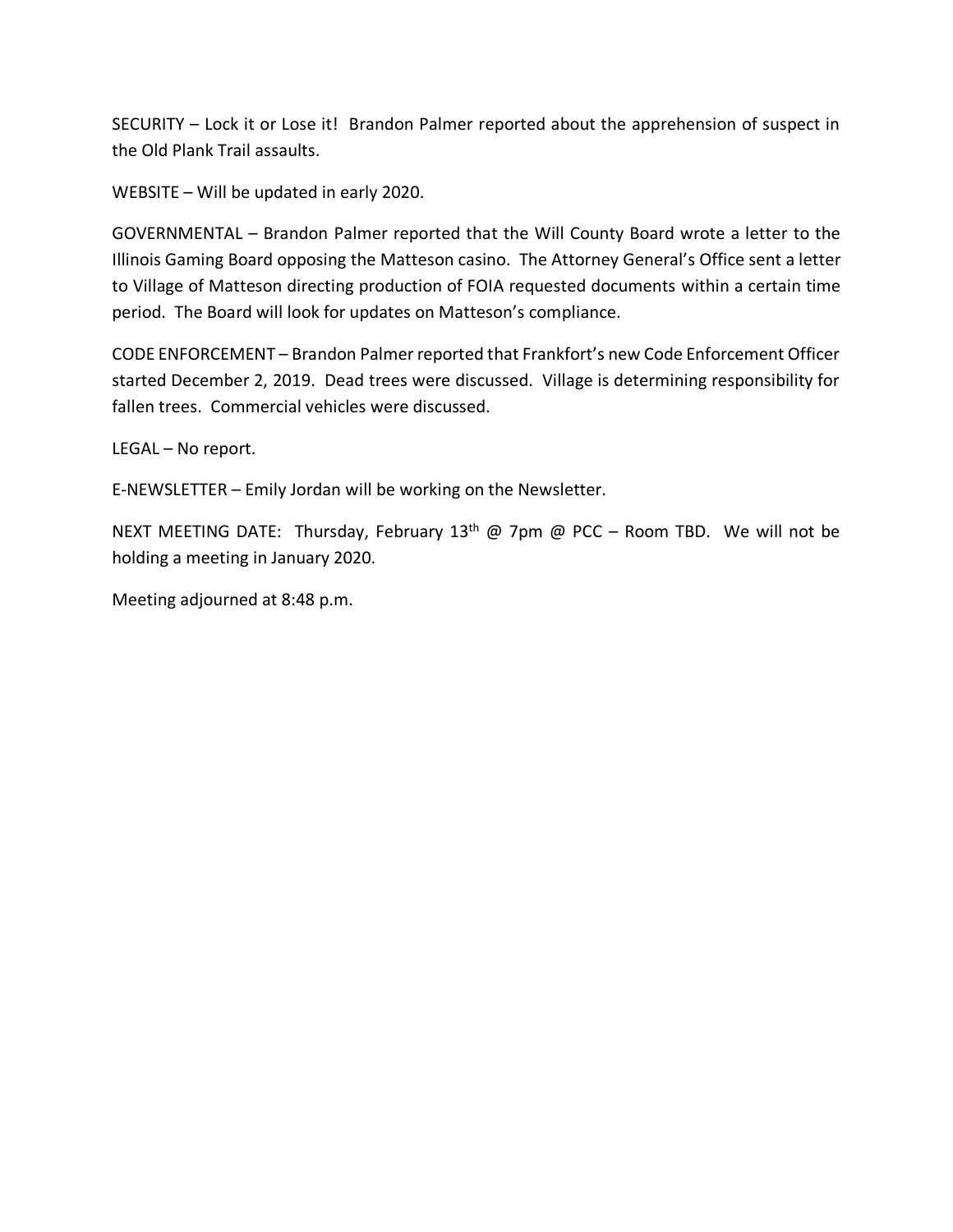SECURITY – Lock it or Lose it! Brandon Palmer reported about the apprehension of suspect in the Old Plank Trail assaults.

WEBSITE – Will be updated in early 2020.

GOVERNMENTAL – Brandon Palmer reported that the Will County Board wrote a letter to the Illinois Gaming Board opposing the Matteson casino. The Attorney General's Office sent a letter to Village of Matteson directing production of FOIA requested documents within a certain time period. The Board will look for updates on Matteson's compliance.

CODE ENFORCEMENT – Brandon Palmer reported that Frankfort's new Code Enforcement Officer started December 2, 2019. Dead trees were discussed. Village is determining responsibility for fallen trees. Commercial vehicles were discussed.

LEGAL – No report.

E-NEWSLETTER – Emily Jordan will be working on the Newsletter.

NEXT MEETING DATE: Thursday, February 13th @ 7pm @ PCC – Room TBD. We will not be holding a meeting in January 2020.

Meeting adjourned at 8:48 p.m.